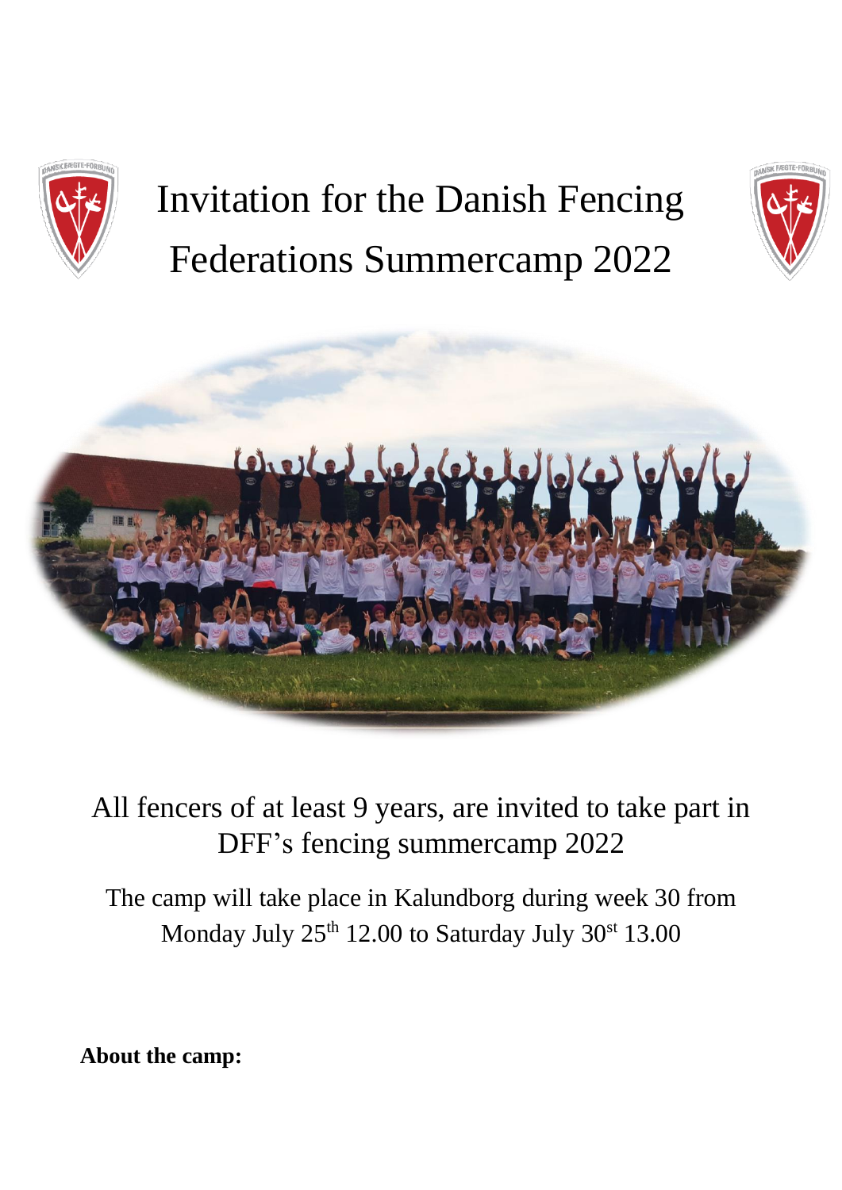# Invitation for the Danish Fencing Federations Summercamp 2022

All fencers of at least 9 years, are invited to take part in DFF's fencing summercamp 2022

The camp will take place in Kalundborg during week 30 from Monday July 25th 12.00 to Saturday July 30st 13.00

**About the camp:**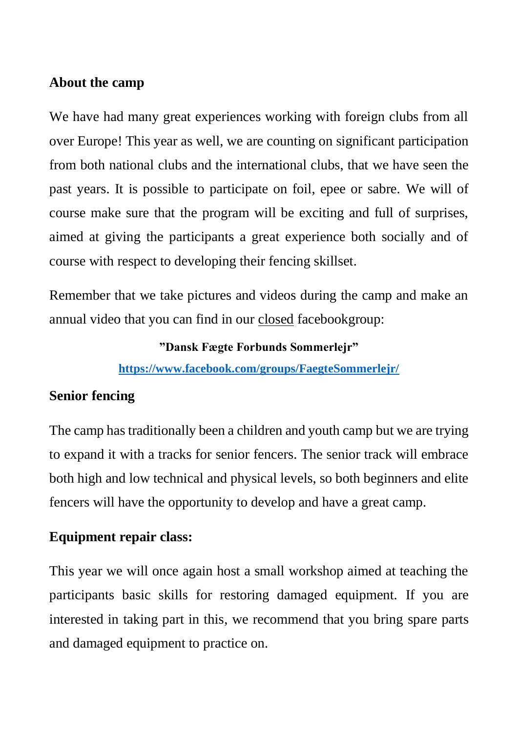## About the camp

We have had many great experiences working with foreign clubs from all over Europe! This year as well, we are counting on significant participation from both national clubs and the international clubs, that we have seen the past years. It is possible to participate on foil, epee or sabre. We will of course make sure that the program will be exciting and full of surprises, aimed at giving the participants a great experience both socially and of course with respect to developing their fencing skillset.

Remember that we take pictures and videos during the camp and make an annual video that you can find in our closed facebookgroup:

**"Dansk Fægte Forbunds Sommerlejr"**

**https://www.facebook.com/groups/FaegteSommerlejr/**

## Senior fencing

The camp has traditionally been a children and youth camp but we are trying to expand it with a tracks for senior fencers. The senior track will embrace both high and low technical and physical levels, so both beginners and elite fencers will have the opportunity to develop and have a great camp.

## Equipment repair class:

This year we will once again host a small workshop aimed at teaching the participants basic skills for restoring damaged equipment. If you are interested in taking part in this, we recommend that you bring spare parts and damaged equipment to practice on.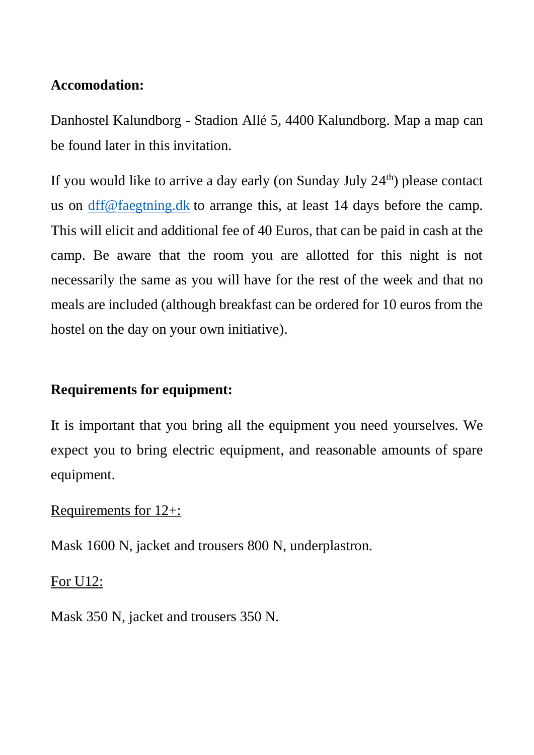**Accomodation:**

Danhostel Kalundborg - Stadion Allé 5, 4400 Kalundborg. Map a map can be found later in this invitation.

If you would like to arrive a day early (on Sunday July 24th) please contact us on [dff@faegtning.dk](mailto:dff@faegtning.dk) to arrange this, at least 14 days before the camp. This will elicit and additional fee of 40 Euros, that can be paid in cash at the camp. Be aware that the room you are allotted for this night is not necessarily the same as you will have for the rest of the week and that no meals are included (although breakfast can be ordered for 10 euros from the hostel on the day on your own initiative).

**Requirements for equipment:**

It is important that you bring all the equipment you need yourselves. We expect you to bring electric equipment, and reasonable amounts of spare equipment.

<u>Requirements for 12+:</u>

Mask 1600 N, jacket and trousers 800 N, underplastron.

<u>For U12:</u>

Mask 350 N, jacket and trousers 350 N.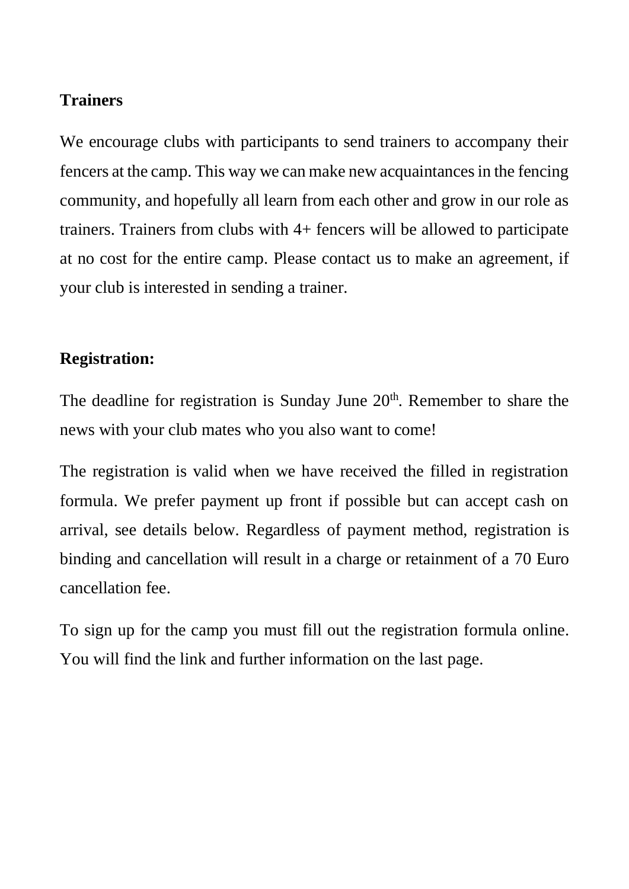**Trainers**

We encourage clubs with participants to send trainers to accompany their fencers at the camp. This way we can make new acquaintances in the fencing community, and hopefully all learn from each other and grow in our role as trainers. Trainers from clubs with 4+ fencers will be allowed to participate at no cost for the entire camp. Please contact us to make an agreement, if your club is interested in sending a trainer.

**Registration:**

The deadline for registration is Sunday June 20th. Remember to share the news with your club mates who you also want to come!

The registration is valid when we have received the filled in registration formula. We prefer payment up front if possible but can accept cash on arrival, see details below. Regardless of payment method, registration is binding and cancellation will result in a charge or retainment of a 70 Euro cancellation fee.

To sign up for the camp you must fill out the registration formula online. You will find the link and further information on the last page.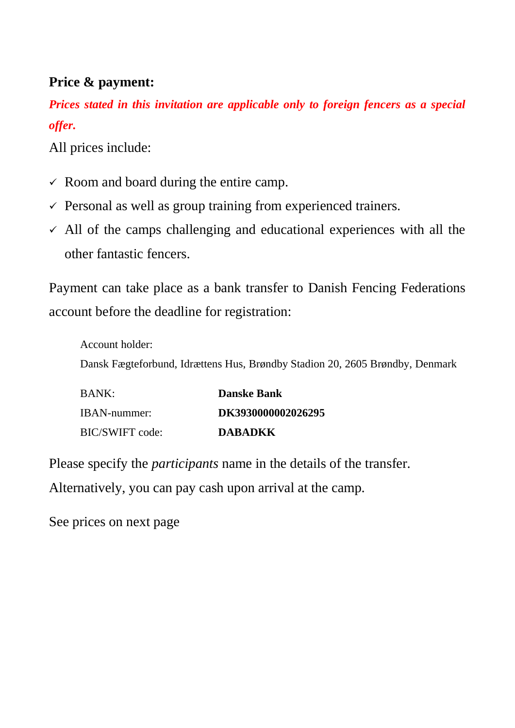**Price & payment:**

***Prices stated in this invitation are applicable only to foreign fencers as a special offer.***

All prices include:

- ✓ Room and board during the entire camp.
- ✓ Personal as well as group training from experienced trainers.
- ✓ All of the camps challenging and educational experiences with all the other fantastic fencers.

Payment can take place as a bank transfer to Danish Fencing Federations account before the deadline for registration:

Account holder:
Dansk Fægteforbund, Idrættens Hus, Brøndby Stadion 20, 2605 Brøndby, Denmark

| | |
|---|---|
| BANK: | **Danske Bank** |
| IBAN-nummer: | **DK3930000002026295** |
| BIC/SWIFT code: | **DABADKK** |

Please specify the *participants* name in the details of the transfer.
Alternatively, you can pay cash upon arrival at the camp.

See prices on next page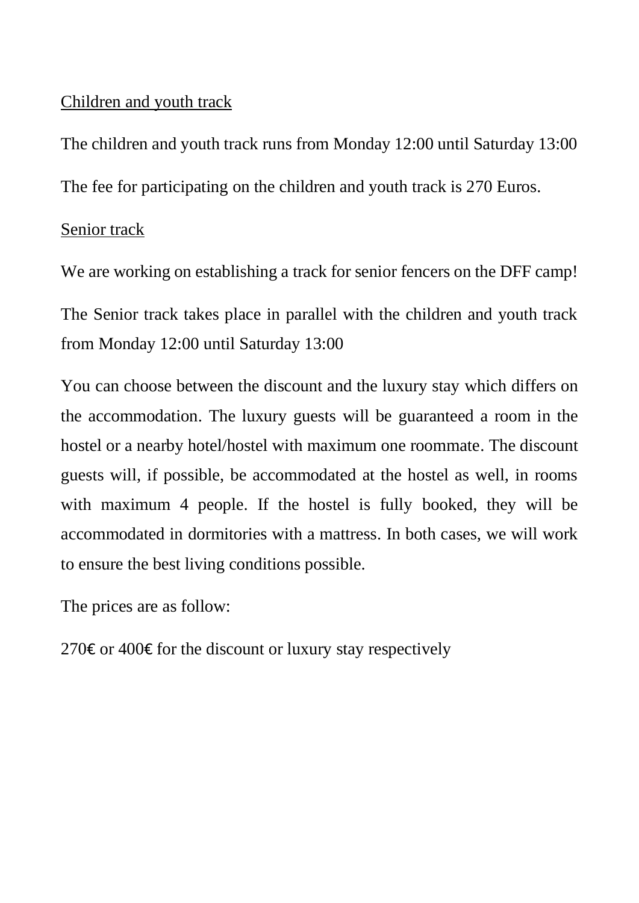Children and youth track

The children and youth track runs from Monday 12:00 until Saturday 13:00

The fee for participating on the children and youth track is 270 Euros.

Senior track

We are working on establishing a track for senior fencers on the DFF camp!

The Senior track takes place in parallel with the children and youth track from Monday 12:00 until Saturday 13:00

You can choose between the discount and the luxury stay which differs on the accommodation. The luxury guests will be guaranteed a room in the hostel or a nearby hotel/hostel with maximum one roommate. The discount guests will, if possible, be accommodated at the hostel as well, in rooms with maximum 4 people. If the hostel is fully booked, they will be accommodated in dormitories with a mattress. In both cases, we will work to ensure the best living conditions possible.

The prices are as follow:

270€ or 400€ for the discount or luxury stay respectively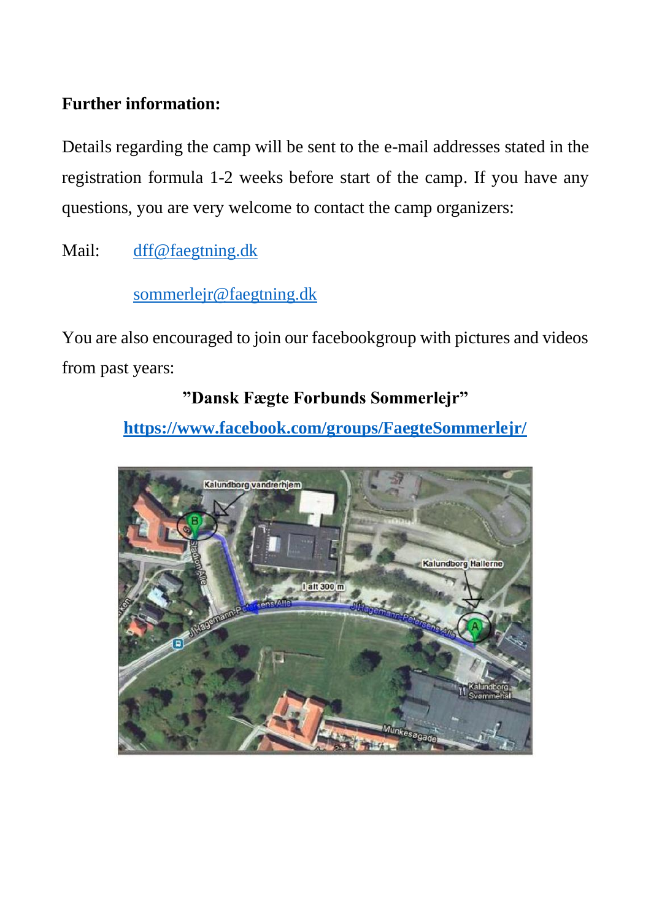**Further information:**

Details regarding the camp will be sent to the e-mail addresses stated in the registration formula 1-2 weeks before start of the camp. If you have any questions, you are very welcome to contact the camp organizers:

Mail: dff@faegtning.dk

sommerlejr@faegtning.dk

You are also encouraged to join our facebookgroup with pictures and videos from past years:

**"Dansk Fægte Forbunds Sommerlejr"**

**https://www.facebook.com/groups/FaegteSommerlejr/**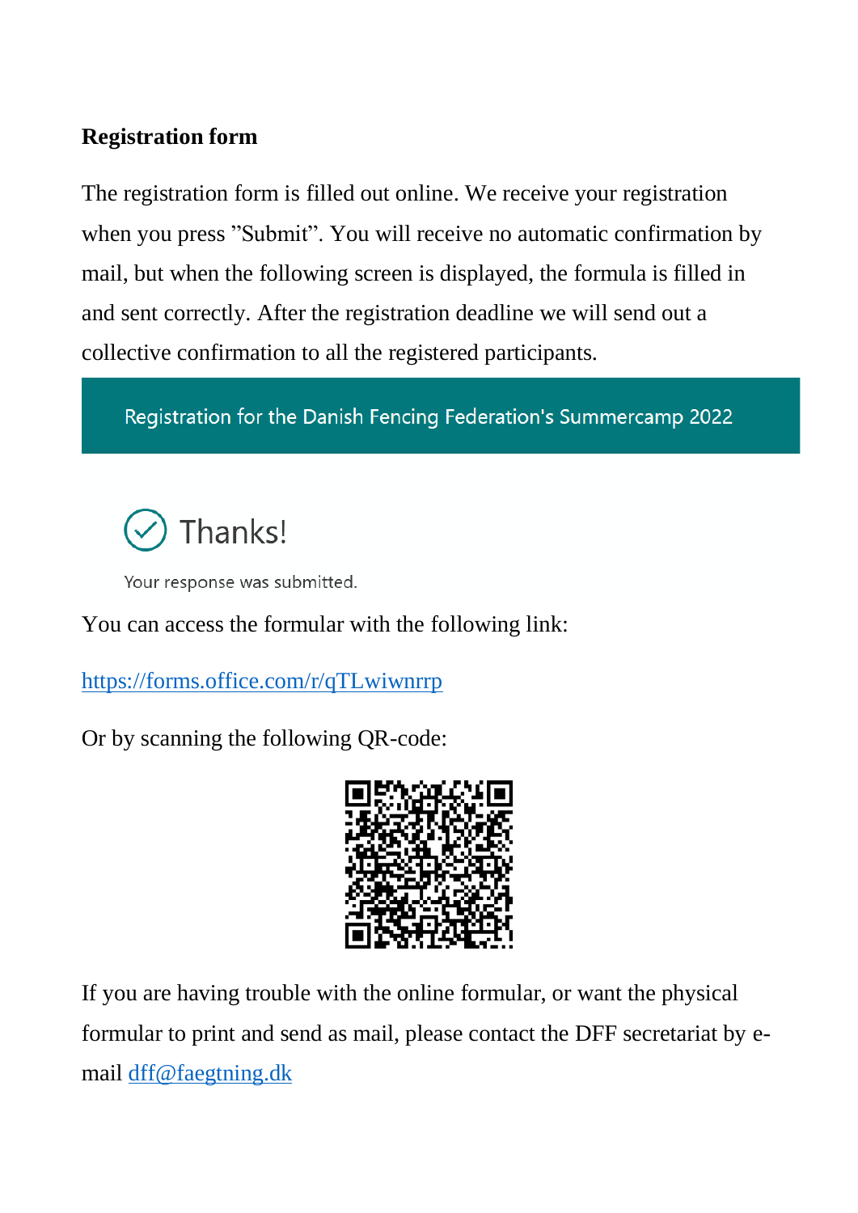**Registration form**

The registration form is filled out online. We receive your registration when you press ”Submit”. You will receive no automatic confirmation by mail, but when the following screen is displayed, the formula is filled in and sent correctly. After the registration deadline we will send out a collective confirmation to all the registered participants.

Registration for the Danish Fencing Federation's Summercamp 2022

Thanks!

Your response was submitted.

You can access the formular with the following link:

https://forms.office.com/r/qTLwiwnrrp

Or by scanning the following QR-code:

If you are having trouble with the online formular, or want the physical formular to print and send as mail, please contact the DFF secretariat by e-mail dff@faegtning.dk